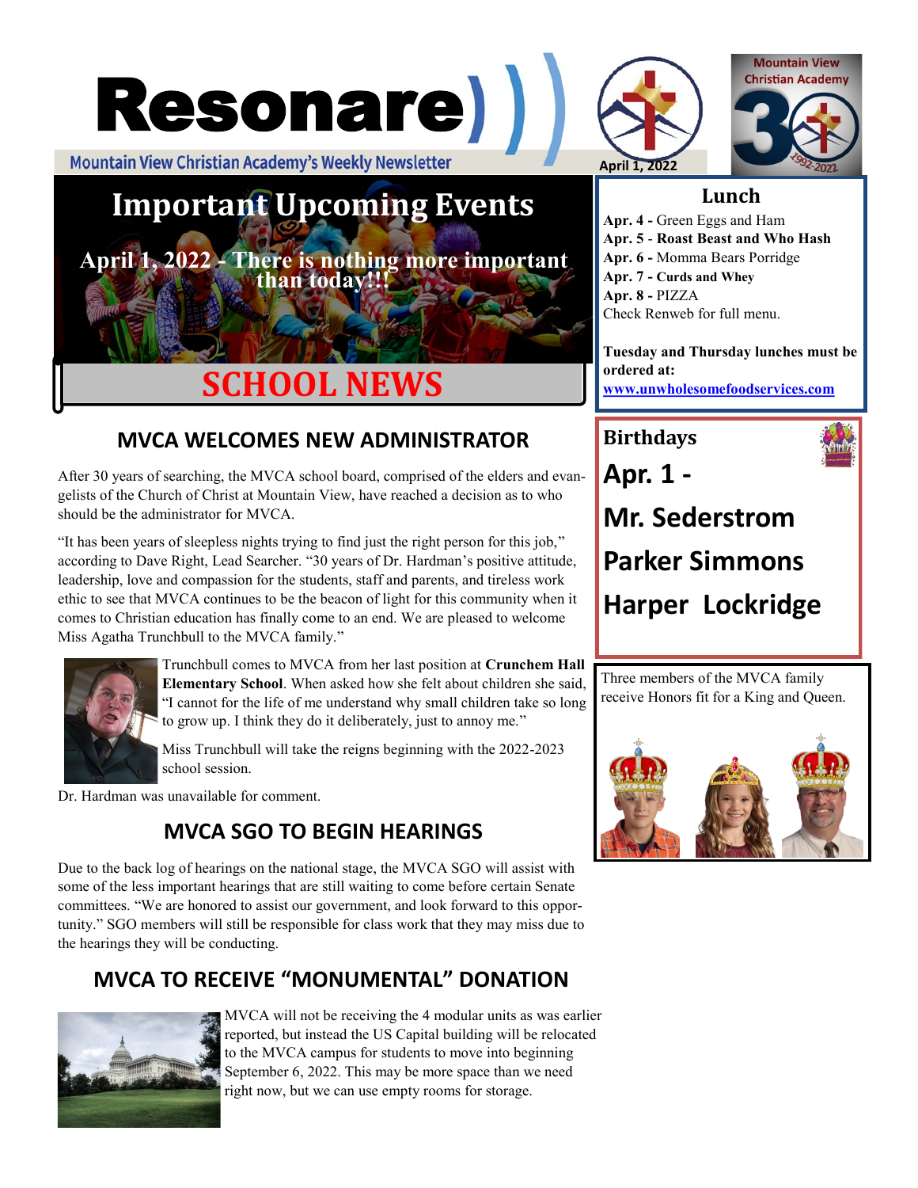# Resonare

Mountain View Christian Academy's Weekly Newsletter

April 1, 2022

Mountain View Christian Academy 30 1992-2022

## Important Upcoming Events

**April 1, 2022 - There is nothing more important than today!!!**

# SCHOOL NEWS

## MVCA WELCOMES NEW ADMINISTRATOR

After 30 years of searching, the MVCA school board, comprised of the elders and evangelists of the Church of Christ at Mountain View, have reached a decision as to who should be the administrator for MVCA.

"It has been years of sleepless nights trying to find just the right person for this job," according to Dave Right, Lead Searcher. "30 years of Dr. Hardman's positive attitude, leadership, love and compassion for the students, staff and parents, and tireless work ethic to see that MVCA continues to be the beacon of light for this community when it comes to Christian education has finally come to an end. We are pleased to welcome Miss Agatha Trunchbull to the MVCA family."

Trunchbull comes to MVCA from her last position at **Crunchem Hall Elementary School**. When asked how she felt about children she said, "I cannot for the life of me understand why small children take so long to grow up. I think they do it deliberately, just to annoy me."

Miss Trunchbull will take the reigns beginning with the 2022-2023 school session.

Dr. Hardman was unavailable for comment.

## MVCA SGO TO BEGIN HEARINGS

Due to the back log of hearings on the national stage, the MVCA SGO will assist with some of the less important hearings that are still waiting to come before certain Senate committees. "We are honored to assist our government, and look forward to this opportunity." SGO members will still be responsible for class work that they may miss due to the hearings they will be conducting.

## MVCA TO RECEIVE "MONUMENTAL" DONATION

MVCA will not be receiving the 4 modular units as was earlier reported, but instead the US Capital building will be relocated to the MVCA campus for students to move into beginning September 6, 2022. This may be more space than we need right now, but we can use empty rooms for storage.

## Lunch

**Apr. 4 -** Green Eggs and Ham
**Apr. 5** - **Roast Beast and Who Hash**
**Apr. 6 -** Momma Bears Porridge
**Apr. 7 - Curds and Whey**
**Apr. 8 -** PIZZA
Check Renweb for full menu.

**Tuesday and Thursday lunches must be ordered at:**
**www.unwholesomefoodservices.com**

## Birthdays

**Apr. 1 -**

**Mr. Sederstrom**

**Parker Simmons**

**Harper Lockridge**

Three members of the MVCA family receive Honors fit for a King and Queen.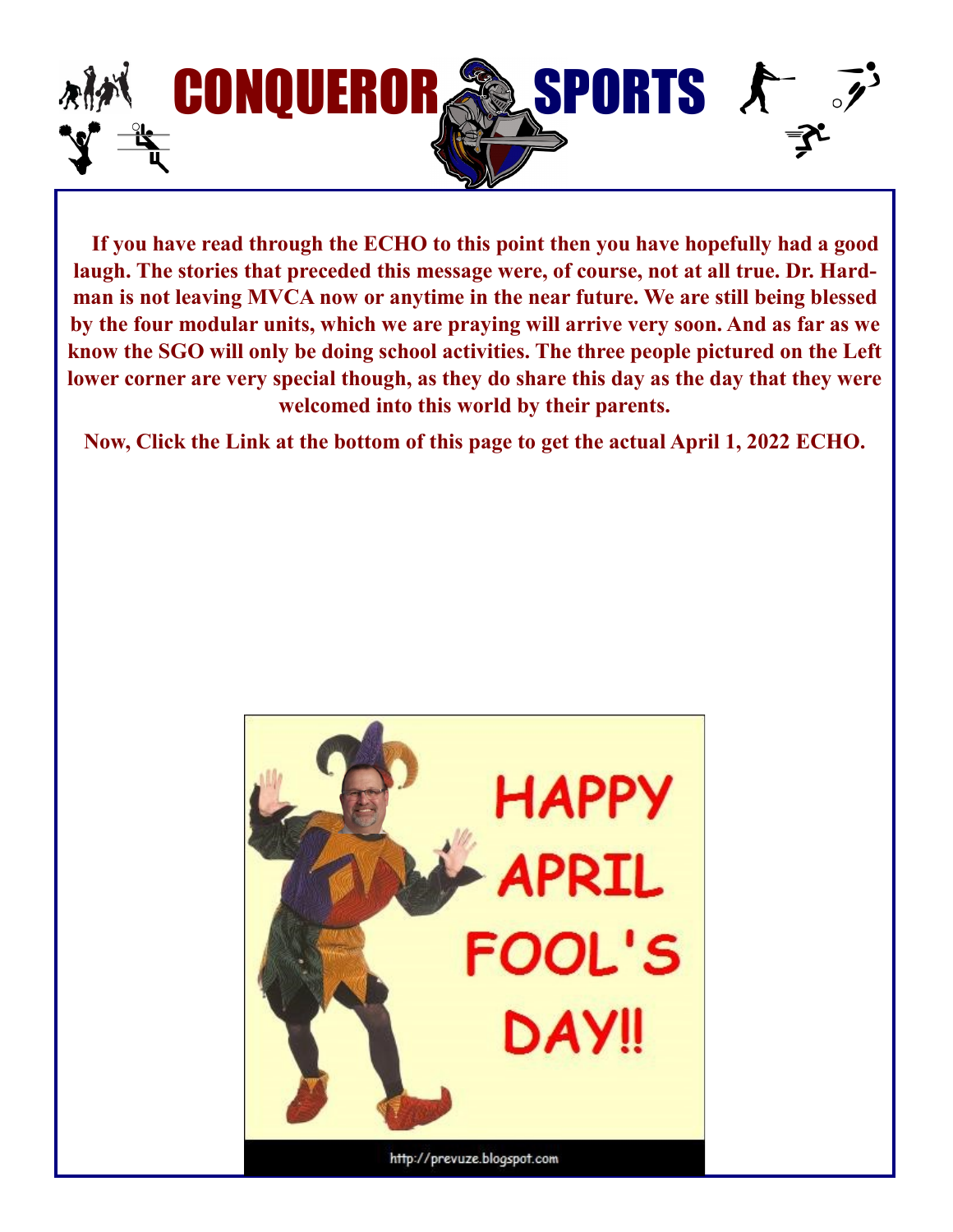# CONQUEROR SPORTS

**If you have read through the ECHO to this point then you have hopefully had a good laugh. The stories that preceded this message were, of course, not at all true. Dr. Hardman is not leaving MVCA now or anytime in the near future. We are still being blessed by the four modular units, which we are praying will arrive very soon. And as far as we know the SGO will only be doing school activities. The three people pictured on the Left lower corner are very special though, as they do share this day as the day that they were welcomed into this world by their parents.**

**Now, Click the Link at the bottom of this page to get the actual April 1, 2022 ECHO.**

HAPPY APRIL FOOL'S DAY!!

http://prevuze.blogspot.com